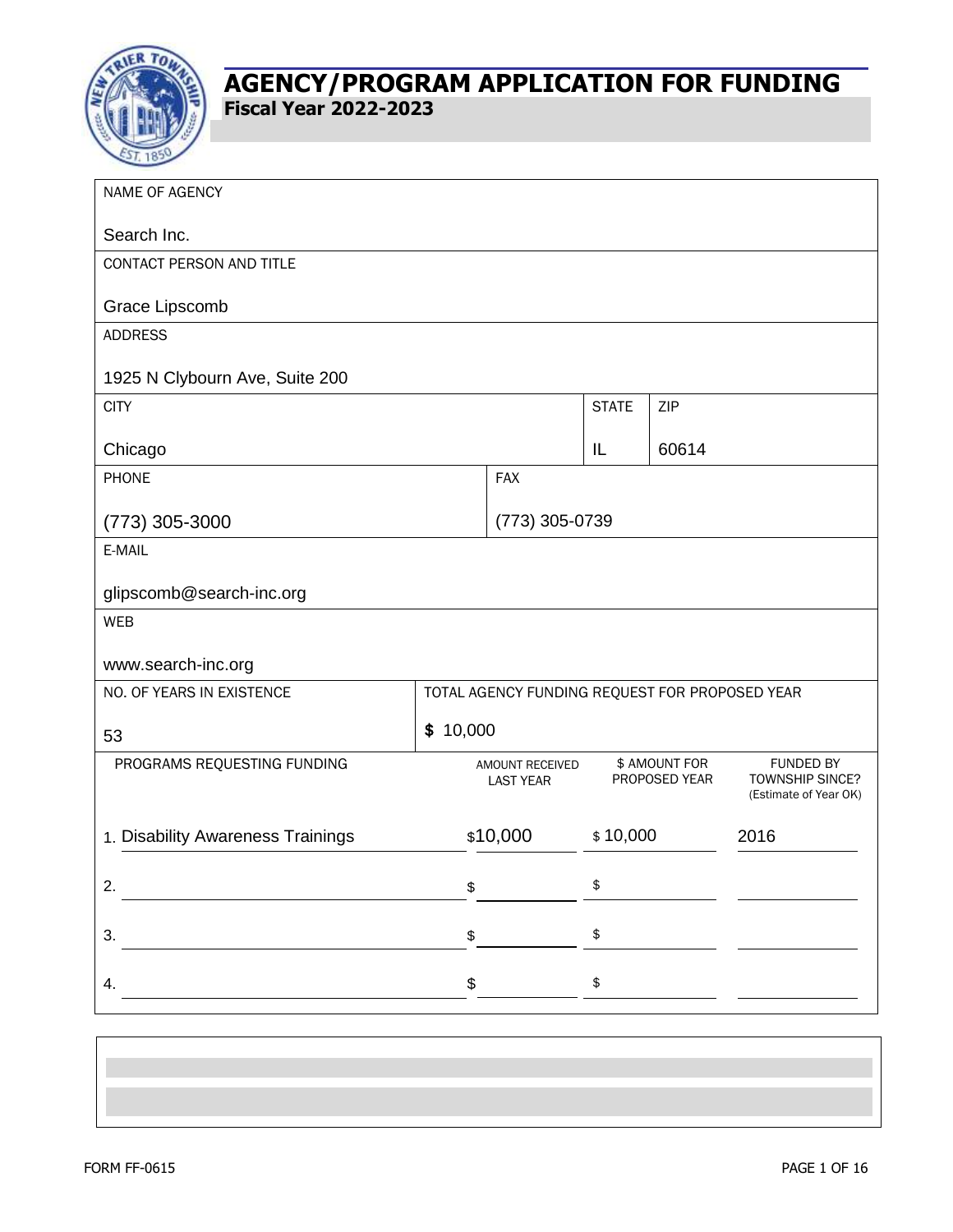# AGENCY/PROGRAM APPLICATION FOR FUNDING

**Fiscal Year 2022-2023**

| NAME OF AGENCY | | | |
|---|---|---|---|
| Search Inc. | | | |
| **CONTACT PERSON AND TITLE** | | | |
| Grace Lipscomb | | | |
| **ADDRESS** | | | |
| 1925 N Clybourn Ave, Suite 200 | | | |
| **CITY** | | **STATE** | **ZIP** |
| Chicago | | IL | 60614 |
| **PHONE** | **FAX** | | |
| (773) 305-3000 | (773) 305-0739 | | |
| **E-MAIL** | | | |
| glipscomb@search-inc.org | | | |
| **WEB** | | | |
| www.search-inc.org | | | |
| **NO. OF YEARS IN EXISTENCE** | **TOTAL AGENCY FUNDING REQUEST FOR PROPOSED YEAR** | | |
| 53 | $ 10,000 | | |

| PROGRAMS REQUESTING FUNDING | AMOUNT RECEIVED LAST YEAR | $ AMOUNT FOR PROPOSED YEAR | FUNDED BY TOWNSHIP SINCE? (Estimate of Year OK) |
|---|---|---|---|
| 1. Disability Awareness Trainings | $10,000 | $ 10,000 | 2016 |
| 2. | $ | $ | |
| 3. | $ | $ | |
| 4. | $ | $ | |

FORM FF-0615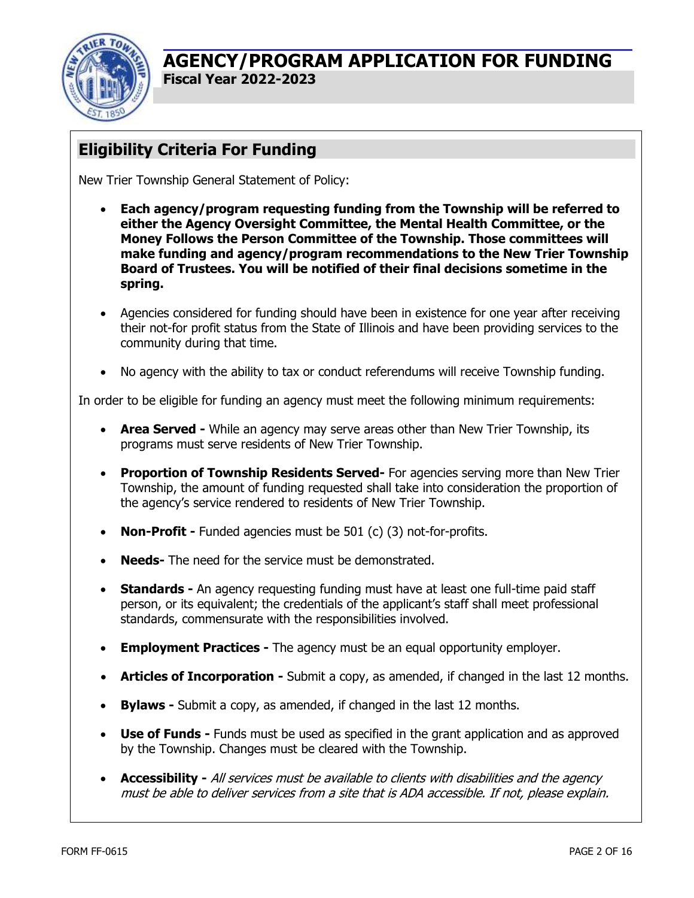# AGENCY/PROGRAM APPLICATION FOR FUNDING

**Fiscal Year 2022-2023**

## Eligibility Criteria For Funding

New Trier Township General Statement of Policy:

- **Each agency/program requesting funding from the Township will be referred to either the Agency Oversight Committee, the Mental Health Committee, or the Money Follows the Person Committee of the Township. Those committees will make funding and agency/program recommendations to the New Trier Township Board of Trustees. You will be notified of their final decisions sometime in the spring.**
- Agencies considered for funding should have been in existence for one year after receiving their not-for profit status from the State of Illinois and have been providing services to the community during that time.
- No agency with the ability to tax or conduct referendums will receive Township funding.

In order to be eligible for funding an agency must meet the following minimum requirements:

- **Area Served -** While an agency may serve areas other than New Trier Township, its programs must serve residents of New Trier Township.
- **Proportion of Township Residents Served-** For agencies serving more than New Trier Township, the amount of funding requested shall take into consideration the proportion of the agency's service rendered to residents of New Trier Township.
- **Non-Profit -** Funded agencies must be 501 (c) (3) not-for-profits.
- **Needs-** The need for the service must be demonstrated.
- **Standards -** An agency requesting funding must have at least one full-time paid staff person, or its equivalent; the credentials of the applicant's staff shall meet professional standards, commensurate with the responsibilities involved.
- **Employment Practices -** The agency must be an equal opportunity employer.
- **Articles of Incorporation -** Submit a copy, as amended, if changed in the last 12 months.
- **Bylaws -** Submit a copy, as amended, if changed in the last 12 months.
- **Use of Funds -** Funds must be used as specified in the grant application and as approved by the Township. Changes must be cleared with the Township.
- **Accessibility -** *All services must be available to clients with disabilities and the agency must be able to deliver services from a site that is ADA accessible. If not, please explain.*

FORM FF-0615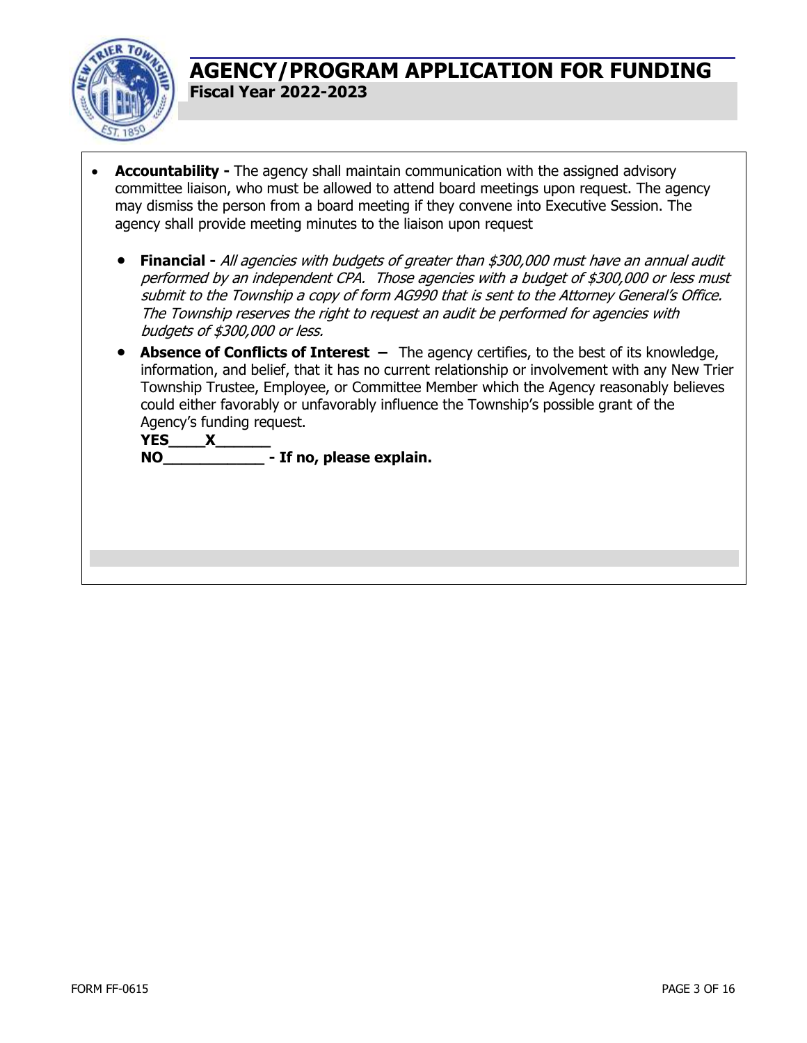# AGENCY/PROGRAM APPLICATION FOR FUNDING

**Fiscal Year 2022-2023**

- **Accountability -** The agency shall maintain communication with the assigned advisory committee liaison, who must be allowed to attend board meetings upon request. The agency may dismiss the person from a board meeting if they convene into Executive Session. The agency shall provide meeting minutes to the liaison upon request

  - **Financial -** *All agencies with budgets of greater than $300,000 must have an annual audit performed by an independent CPA. Those agencies with a budget of $300,000 or less must submit to the Township a copy of form AG990 that is sent to the Attorney General's Office. The Township reserves the right to request an audit be performed for agencies with budgets of $300,000 or less.*
  - **Absence of Conflicts of Interest –** The agency certifies, to the best of its knowledge, information, and belief, that it has no current relationship or involvement with any New Trier Township Trustee, Employee, or Committee Member which the Agency reasonably believes could either favorably or unfavorably influence the Township's possible grant of the Agency's funding request.

    **YES____X______**

    **NO___________ - If no, please explain.**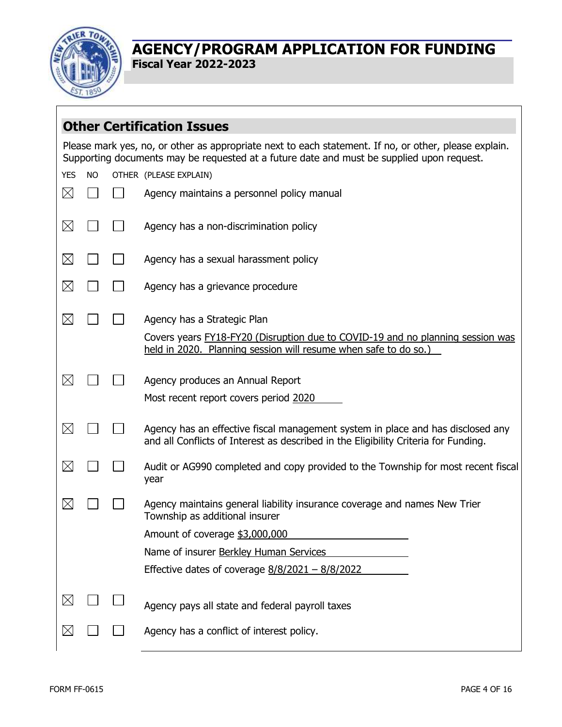# AGENCY/PROGRAM APPLICATION FOR FUNDING

**Fiscal Year 2022-2023**

## Other Certification Issues

Please mark yes, no, or other as appropriate next to each statement. If no, or other, please explain. Supporting documents may be requested at a future date and must be supplied upon request.

| YES | NO | OTHER | (PLEASE EXPLAIN) |
|---|---|---|---|
| ☒ | ☐ | ☐ | Agency maintains a personnel policy manual |
| ☒ | ☐ | ☐ | Agency has a non-discrimination policy |
| ☒ | ☐ | ☐ | Agency has a sexual harassment policy |
| ☒ | ☐ | ☐ | Agency has a grievance procedure |
| ☒ | ☐ | ☐ | Agency has a Strategic Plan<br>Covers years FY18-FY20 (Disruption due to COVID-19 and no planning session was held in 2020. Planning session will resume when safe to do so.) |
| ☒ | ☐ | ☐ | Agency produces an Annual Report<br>Most recent report covers period 2020 |
| ☒ | ☐ | ☐ | Agency has an effective fiscal management system in place and has disclosed any and all Conflicts of Interest as described in the Eligibility Criteria for Funding. |
| ☒ | ☐ | ☐ | Audit or AG990 completed and copy provided to the Township for most recent fiscal year |
| ☒ | ☐ | ☐ | Agency maintains general liability insurance coverage and names New Trier Township as additional insurer<br>Amount of coverage $3,000,000<br>Name of insurer Berkley Human Services<br>Effective dates of coverage 8/8/2021 – 8/8/2022 |
| ☒ | ☐ | ☐ | Agency pays all state and federal payroll taxes |
| ☒ | ☐ | ☐ | Agency has a conflict of interest policy. |

FORM FF-0615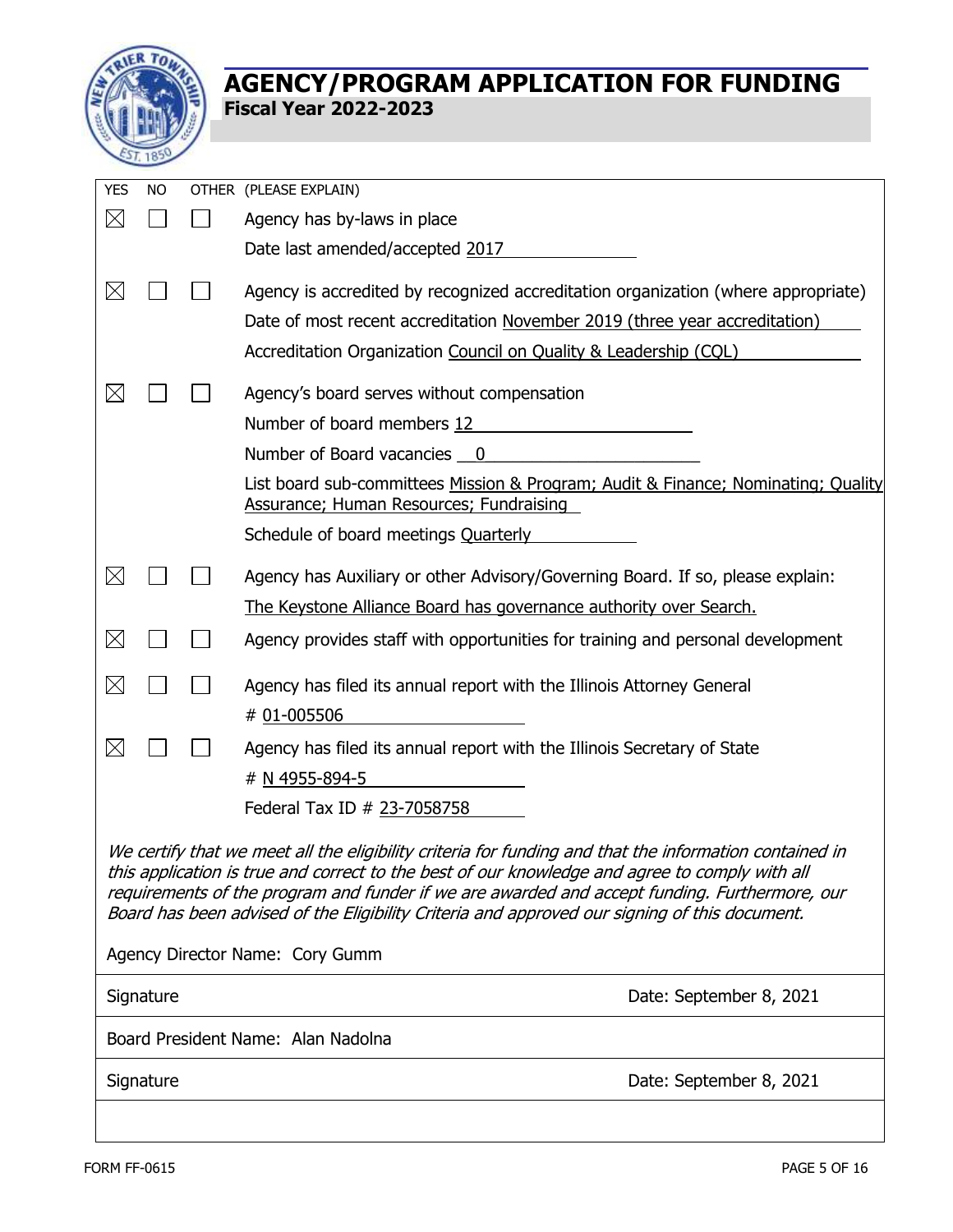# AGENCY/PROGRAM APPLICATION FOR FUNDING

**Fiscal Year 2022-2023**

| YES | NO | OTHER | (PLEASE EXPLAIN) |
|---|---|---|---|
| ☒ | ☐ | ☐ | Agency has by-laws in place<br>Date last amended/accepted 2017 |
| ☒ | ☐ | ☐ | Agency is accredited by recognized accreditation organization (where appropriate)<br>Date of most recent accreditation November 2019 (three year accreditation)<br>Accreditation Organization Council on Quality & Leadership (CQL) |
| ☒ | ☐ | ☐ | Agency's board serves without compensation<br>Number of board members 12<br>Number of Board vacancies 0<br>List board sub-committees Mission & Program; Audit & Finance; Nominating; Quality Assurance; Human Resources; Fundraising<br>Schedule of board meetings Quarterly |
| ☒ | ☐ | ☐ | Agency has Auxiliary or other Advisory/Governing Board. If so, please explain:<br>The Keystone Alliance Board has governance authority over Search. |
| ☒ | ☐ | ☐ | Agency provides staff with opportunities for training and personal development |
| ☒ | ☐ | ☐ | Agency has filed its annual report with the Illinois Attorney General<br># 01-005506 |
| ☒ | ☐ | ☐ | Agency has filed its annual report with the Illinois Secretary of State<br># N 4955-894-5<br>Federal Tax ID # 23-7058758 |

*We certify that we meet all the eligibility criteria for funding and that the information contained in this application is true and correct to the best of our knowledge and agree to comply with all requirements of the program and funder if we are awarded and accept funding. Furthermore, our Board has been advised of the Eligibility Criteria and approved our signing of this document.*

Agency Director Name: Cory Gumm

Signature — Date: September 8, 2021

Board President Name: Alan Nadolna

Signature — Date: September 8, 2021

FORM FF-0615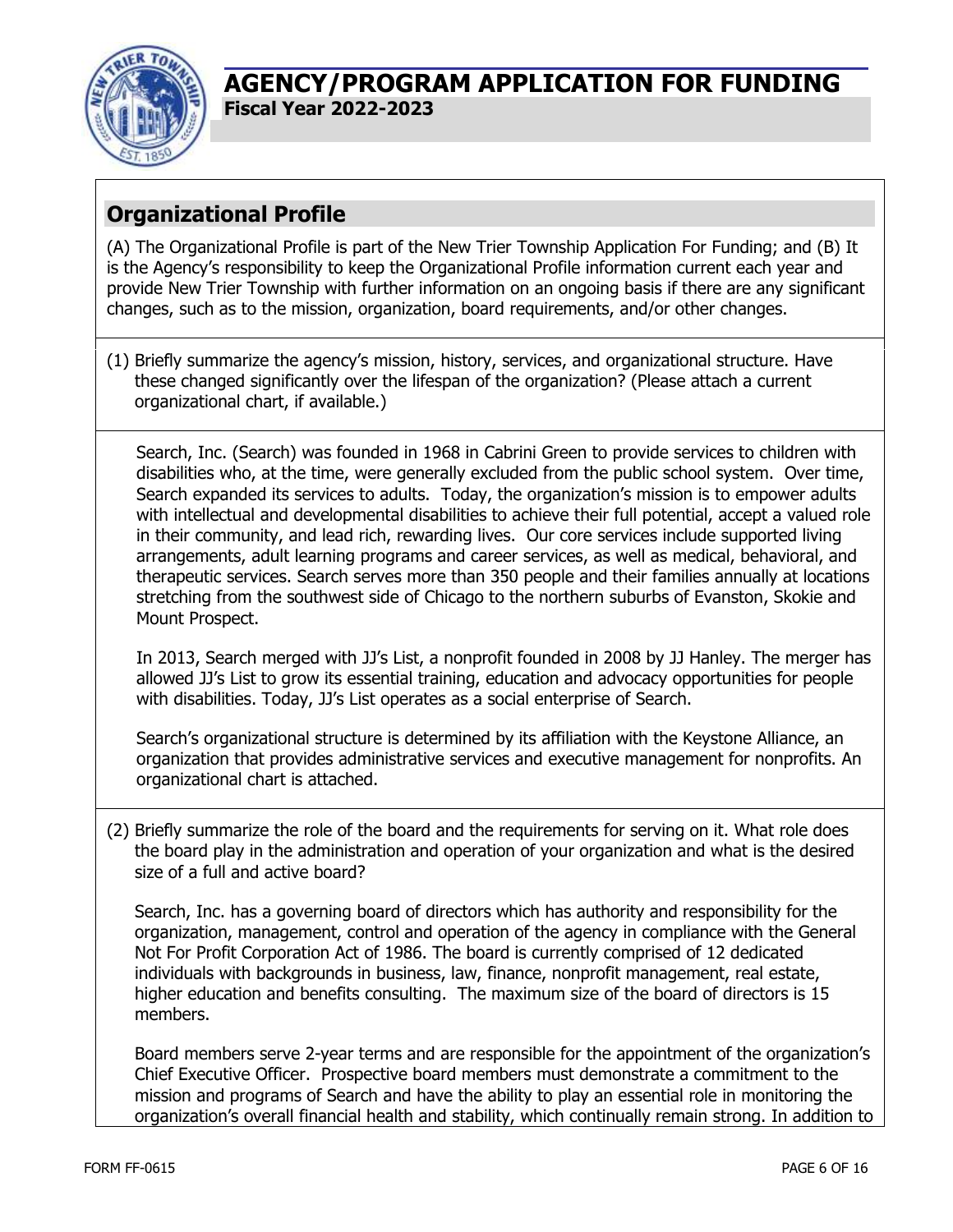# AGENCY/PROGRAM APPLICATION FOR FUNDING

**Fiscal Year 2022-2023**

## Organizational Profile

(A) The Organizational Profile is part of the New Trier Township Application For Funding; and (B) It is the Agency's responsibility to keep the Organizational Profile information current each year and provide New Trier Township with further information on an ongoing basis if there are any significant changes, such as to the mission, organization, board requirements, and/or other changes.

(1) Briefly summarize the agency's mission, history, services, and organizational structure. Have these changed significantly over the lifespan of the organization? (Please attach a current organizational chart, if available.)

Search, Inc. (Search) was founded in 1968 in Cabrini Green to provide services to children with disabilities who, at the time, were generally excluded from the public school system. Over time, Search expanded its services to adults. Today, the organization's mission is to empower adults with intellectual and developmental disabilities to achieve their full potential, accept a valued role in their community, and lead rich, rewarding lives. Our core services include supported living arrangements, adult learning programs and career services, as well as medical, behavioral, and therapeutic services. Search serves more than 350 people and their families annually at locations stretching from the southwest side of Chicago to the northern suburbs of Evanston, Skokie and Mount Prospect.

In 2013, Search merged with JJ's List, a nonprofit founded in 2008 by JJ Hanley. The merger has allowed JJ's List to grow its essential training, education and advocacy opportunities for people with disabilities. Today, JJ's List operates as a social enterprise of Search.

Search's organizational structure is determined by its affiliation with the Keystone Alliance, an organization that provides administrative services and executive management for nonprofits. An organizational chart is attached.

(2) Briefly summarize the role of the board and the requirements for serving on it. What role does the board play in the administration and operation of your organization and what is the desired size of a full and active board?

Search, Inc. has a governing board of directors which has authority and responsibility for the organization, management, control and operation of the agency in compliance with the General Not For Profit Corporation Act of 1986. The board is currently comprised of 12 dedicated individuals with backgrounds in business, law, finance, nonprofit management, real estate, higher education and benefits consulting. The maximum size of the board of directors is 15 members.

Board members serve 2-year terms and are responsible for the appointment of the organization's Chief Executive Officer. Prospective board members must demonstrate a commitment to the mission and programs of Search and have the ability to play an essential role in monitoring the organization's overall financial health and stability, which continually remain strong. In addition to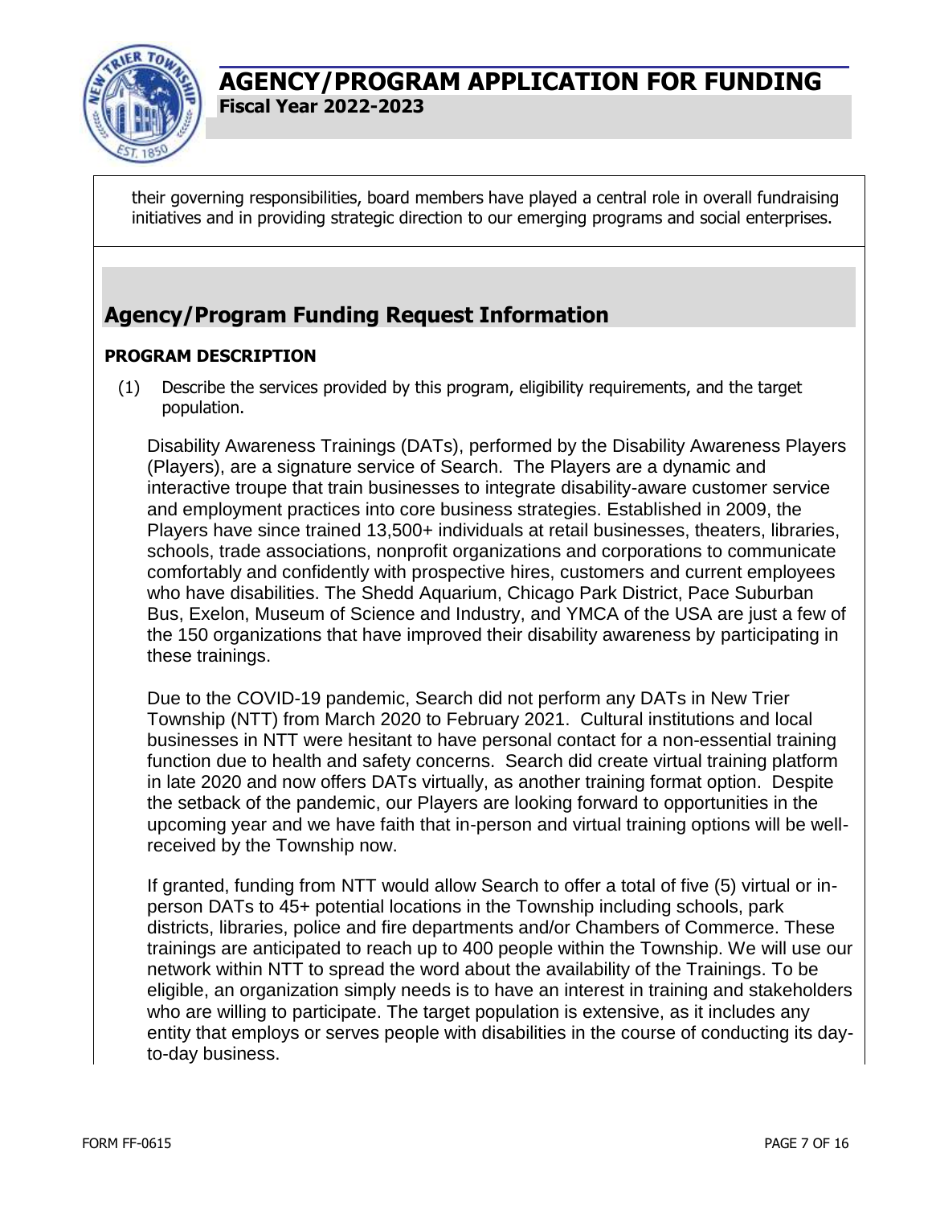their governing responsibilities, board members have played a central role in overall fundraising initiatives and in providing strategic direction to our emerging programs and social enterprises.

## Agency/Program Funding Request Information

### PROGRAM DESCRIPTION

(1) Describe the services provided by this program, eligibility requirements, and the target population.

Disability Awareness Trainings (DATs), performed by the Disability Awareness Players (Players), are a signature service of Search. The Players are a dynamic and interactive troupe that train businesses to integrate disability-aware customer service and employment practices into core business strategies. Established in 2009, the Players have since trained 13,500+ individuals at retail businesses, theaters, libraries, schools, trade associations, nonprofit organizations and corporations to communicate comfortably and confidently with prospective hires, customers and current employees who have disabilities. The Shedd Aquarium, Chicago Park District, Pace Suburban Bus, Exelon, Museum of Science and Industry, and YMCA of the USA are just a few of the 150 organizations that have improved their disability awareness by participating in these trainings.

Due to the COVID-19 pandemic, Search did not perform any DATs in New Trier Township (NTT) from March 2020 to February 2021. Cultural institutions and local businesses in NTT were hesitant to have personal contact for a non-essential training function due to health and safety concerns. Search did create virtual training platform in late 2020 and now offers DATs virtually, as another training format option. Despite the setback of the pandemic, our Players are looking forward to opportunities in the upcoming year and we have faith that in-person and virtual training options will be well-received by the Township now.

If granted, funding from NTT would allow Search to offer a total of five (5) virtual or in-person DATs to 45+ potential locations in the Township including schools, park districts, libraries, police and fire departments and/or Chambers of Commerce. These trainings are anticipated to reach up to 400 people within the Township. We will use our network within NTT to spread the word about the availability of the Trainings. To be eligible, an organization simply needs is to have an interest in training and stakeholders who are willing to participate. The target population is extensive, as it includes any entity that employs or serves people with disabilities in the course of conducting its day-to-day business.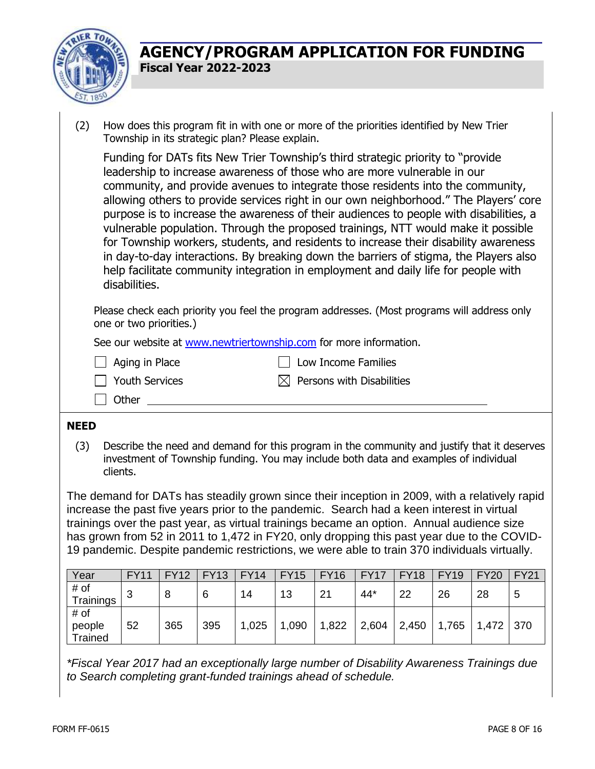(2) How does this program fit in with one or more of the priorities identified by New Trier Township in its strategic plan? Please explain.

Funding for DATs fits New Trier Township's third strategic priority to "provide leadership to increase awareness of those who are more vulnerable in our community, and provide avenues to integrate those residents into the community, allowing others to provide services right in our own neighborhood." The Players' core purpose is to increase the awareness of their audiences to people with disabilities, a vulnerable population. Through the proposed trainings, NTT would make it possible for Township workers, students, and residents to increase their disability awareness in day-to-day interactions. By breaking down the barriers of stigma, the Players also help facilitate community integration in employment and daily life for people with disabilities.

Please check each priority you feel the program addresses. (Most programs will address only one or two priorities.)

See our website at [www.newtriertownship.com](www.newtriertownship.com) for more information.

- [ ] Aging in Place
- [ ] Low Income Families
- [ ] Youth Services
- [x] Persons with Disabilities
- [ ] Other ______________________

**NEED**

(3) Describe the need and demand for this program in the community and justify that it deserves investment of Township funding. You may include both data and examples of individual clients.

The demand for DATs has steadily grown since their inception in 2009, with a relatively rapid increase the past five years prior to the pandemic. Search had a keen interest in virtual trainings over the past year, as virtual trainings became an option. Annual audience size has grown from 52 in 2011 to 1,472 in FY20, only dropping this past year due to the COVID-19 pandemic. Despite pandemic restrictions, we were able to train 370 individuals virtually.

| Year | FY11 | FY12 | FY13 | FY14 | FY15 | FY16 | FY17 | FY18 | FY19 | FY20 | FY21 |
|---|---|---|---|---|---|---|---|---|---|---|---|
| # of Trainings | 3 | 8 | 6 | 14 | 13 | 21 | 44* | 22 | 26 | 28 | 5 |
| # of people Trained | 52 | 365 | 395 | 1,025 | 1,090 | 1,822 | 2,604 | 2,450 | 1,765 | 1,472 | 370 |

*\*Fiscal Year 2017 had an exceptionally large number of Disability Awareness Trainings due to Search completing grant-funded trainings ahead of schedule.*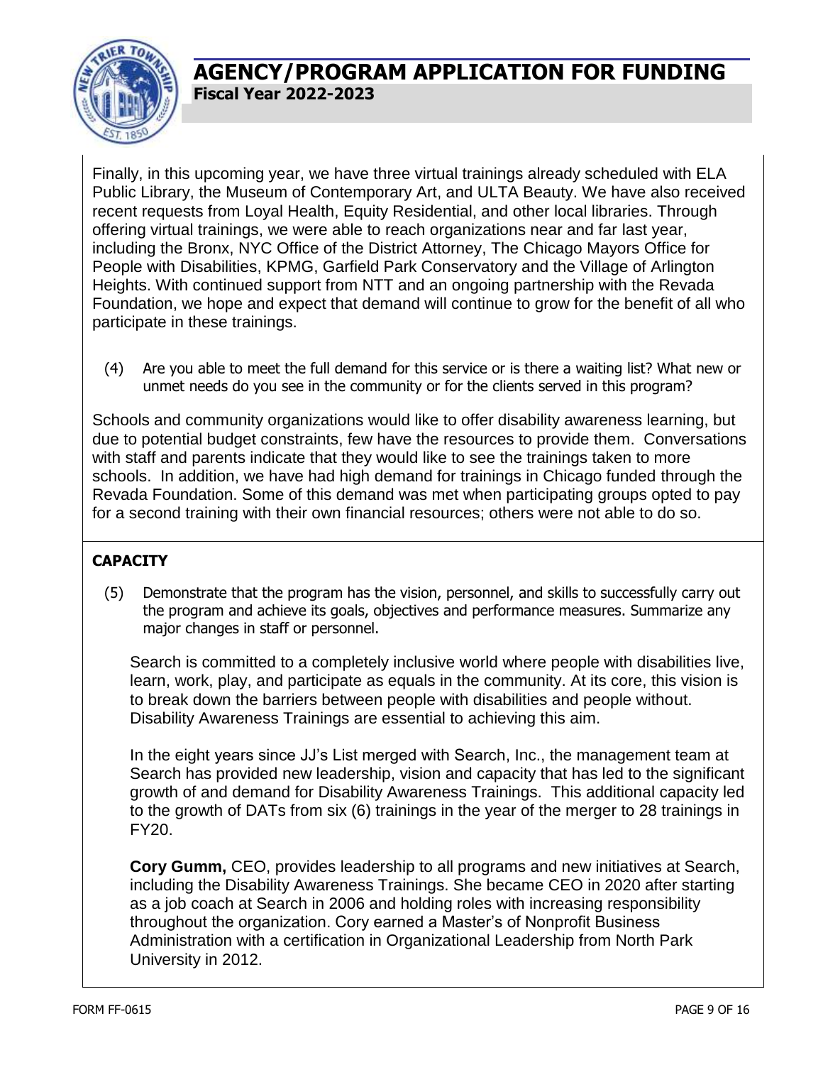Finally, in this upcoming year, we have three virtual trainings already scheduled with ELA Public Library, the Museum of Contemporary Art, and ULTA Beauty. We have also received recent requests from Loyal Health, Equity Residential, and other local libraries. Through offering virtual trainings, we were able to reach organizations near and far last year, including the Bronx, NYC Office of the District Attorney, The Chicago Mayors Office for People with Disabilities, KPMG, Garfield Park Conservatory and the Village of Arlington Heights. With continued support from NTT and an ongoing partnership with the Revada Foundation, we hope and expect that demand will continue to grow for the benefit of all who participate in these trainings.

(4) Are you able to meet the full demand for this service or is there a waiting list? What new or unmet needs do you see in the community or for the clients served in this program?

Schools and community organizations would like to offer disability awareness learning, but due to potential budget constraints, few have the resources to provide them. Conversations with staff and parents indicate that they would like to see the trainings taken to more schools. In addition, we have had high demand for trainings in Chicago funded through the Revada Foundation. Some of this demand was met when participating groups opted to pay for a second training with their own financial resources; others were not able to do so.

**CAPACITY**

(5) Demonstrate that the program has the vision, personnel, and skills to successfully carry out the program and achieve its goals, objectives and performance measures. Summarize any major changes in staff or personnel.

Search is committed to a completely inclusive world where people with disabilities live, learn, work, play, and participate as equals in the community. At its core, this vision is to break down the barriers between people with disabilities and people without. Disability Awareness Trainings are essential to achieving this aim.

In the eight years since JJ's List merged with Search, Inc., the management team at Search has provided new leadership, vision and capacity that has led to the significant growth of and demand for Disability Awareness Trainings. This additional capacity led to the growth of DATs from six (6) trainings in the year of the merger to 28 trainings in FY20.

**Cory Gumm,** CEO, provides leadership to all programs and new initiatives at Search, including the Disability Awareness Trainings. She became CEO in 2020 after starting as a job coach at Search in 2006 and holding roles with increasing responsibility throughout the organization. Cory earned a Master's of Nonprofit Business Administration with a certification in Organizational Leadership from North Park University in 2012.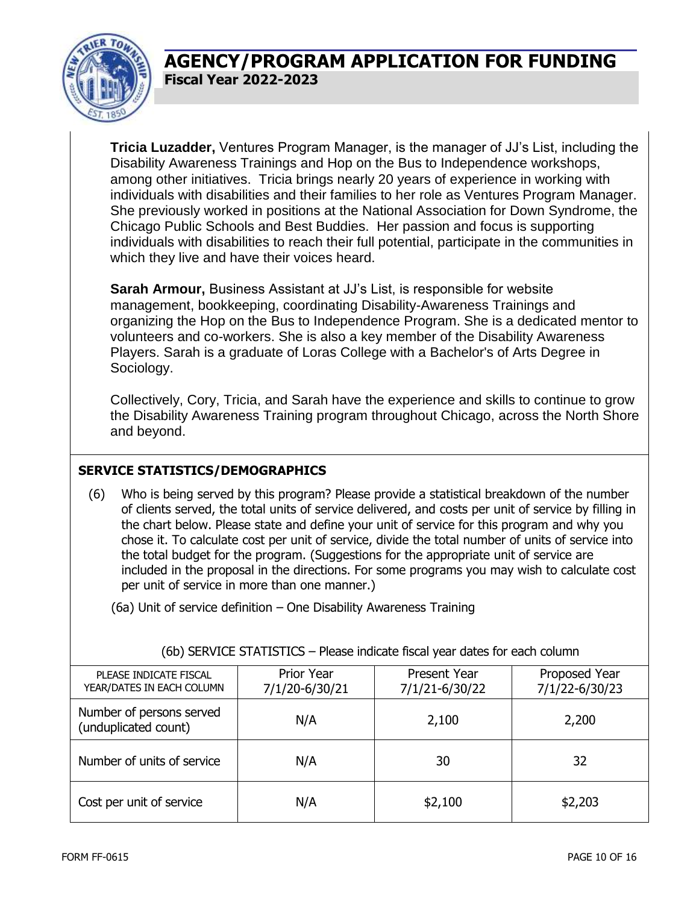**Tricia Luzadder,** Ventures Program Manager, is the manager of JJ's List, including the Disability Awareness Trainings and Hop on the Bus to Independence workshops, among other initiatives. Tricia brings nearly 20 years of experience in working with individuals with disabilities and their families to her role as Ventures Program Manager. She previously worked in positions at the National Association for Down Syndrome, the Chicago Public Schools and Best Buddies. Her passion and focus is supporting individuals with disabilities to reach their full potential, participate in the communities in which they live and have their voices heard.

**Sarah Armour,** Business Assistant at JJ's List, is responsible for website management, bookkeeping, coordinating Disability-Awareness Trainings and organizing the Hop on the Bus to Independence Program. She is a dedicated mentor to volunteers and co-workers. She is also a key member of the Disability Awareness Players. Sarah is a graduate of Loras College with a Bachelor's of Arts Degree in Sociology.

Collectively, Cory, Tricia, and Sarah have the experience and skills to continue to grow the Disability Awareness Training program throughout Chicago, across the North Shore and beyond.

## SERVICE STATISTICS/DEMOGRAPHICS

(6) Who is being served by this program? Please provide a statistical breakdown of the number of clients served, the total units of service delivered, and costs per unit of service by filling in the chart below. Please state and define your unit of service for this program and why you chose it. To calculate cost per unit of service, divide the total number of units of service into the total budget for the program. (Suggestions for the appropriate unit of service are included in the proposal in the directions. For some programs you may wish to calculate cost per unit of service in more than one manner.)

(6a) Unit of service definition – One Disability Awareness Training

(6b) SERVICE STATISTICS – Please indicate fiscal year dates for each column

| PLEASE INDICATE FISCAL YEAR/DATES IN EACH COLUMN | Prior Year 7/1/20-6/30/21 | Present Year 7/1/21-6/30/22 | Proposed Year 7/1/22-6/30/23 |
|---|---|---|---|
| Number of persons served (unduplicated count) | N/A | 2,100 | 2,200 |
| Number of units of service | N/A | 30 | 32 |
| Cost per unit of service | N/A | $2,100 | $2,203 |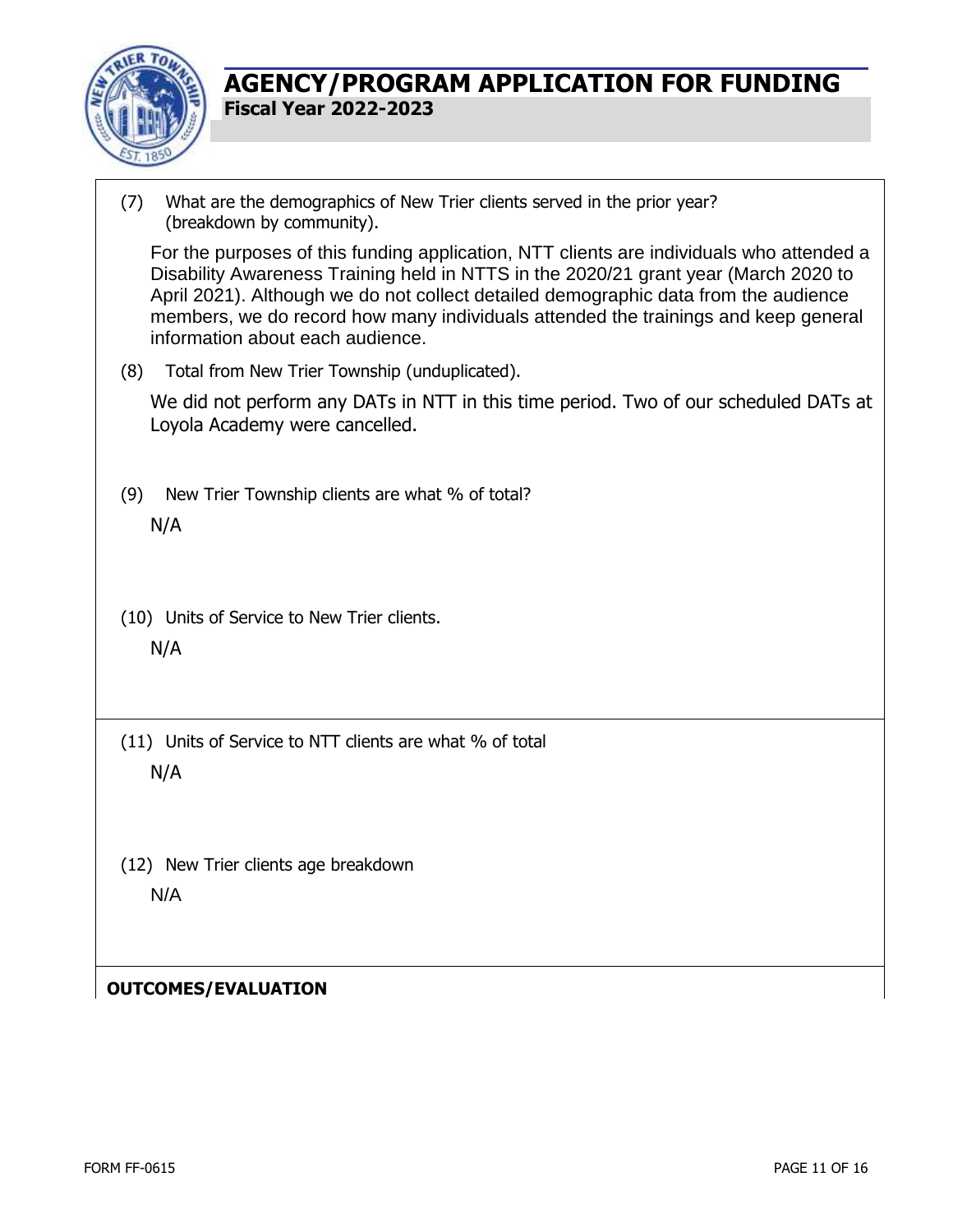# AGENCY/PROGRAM APPLICATION FOR FUNDING

**Fiscal Year 2022-2023**

(7) What are the demographics of New Trier clients served in the prior year? (breakdown by community).

For the purposes of this funding application, NTT clients are individuals who attended a Disability Awareness Training held in NTTS in the 2020/21 grant year (March 2020 to April 2021). Although we do not collect detailed demographic data from the audience members, we do record how many individuals attended the trainings and keep general information about each audience.

(8) Total from New Trier Township (unduplicated).

We did not perform any DATs in NTT in this time period. Two of our scheduled DATs at Loyola Academy were cancelled.

(9) New Trier Township clients are what % of total?

N/A

(10) Units of Service to New Trier clients.

N/A

(11) Units of Service to NTT clients are what % of total

N/A

(12) New Trier clients age breakdown

N/A

**OUTCOMES/EVALUATION**

FORM FF-0615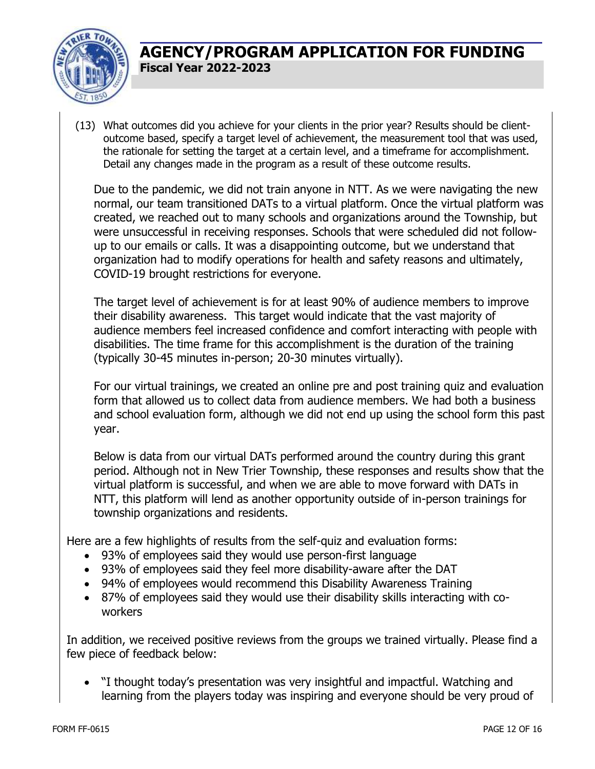(13) What outcomes did you achieve for your clients in the prior year? Results should be client-outcome based, specify a target level of achievement, the measurement tool that was used, the rationale for setting the target at a certain level, and a timeframe for accomplishment. Detail any changes made in the program as a result of these outcome results.

Due to the pandemic, we did not train anyone in NTT. As we were navigating the new normal, our team transitioned DATs to a virtual platform. Once the virtual platform was created, we reached out to many schools and organizations around the Township, but were unsuccessful in receiving responses. Schools that were scheduled did not follow-up to our emails or calls. It was a disappointing outcome, but we understand that organization had to modify operations for health and safety reasons and ultimately, COVID-19 brought restrictions for everyone.

The target level of achievement is for at least 90% of audience members to improve their disability awareness. This target would indicate that the vast majority of audience members feel increased confidence and comfort interacting with people with disabilities. The time frame for this accomplishment is the duration of the training (typically 30-45 minutes in-person; 20-30 minutes virtually).

For our virtual trainings, we created an online pre and post training quiz and evaluation form that allowed us to collect data from audience members. We had both a business and school evaluation form, although we did not end up using the school form this past year.

Below is data from our virtual DATs performed around the country during this grant period. Although not in New Trier Township, these responses and results show that the virtual platform is successful, and when we are able to move forward with DATs in NTT, this platform will lend as another opportunity outside of in-person trainings for township organizations and residents.

Here are a few highlights of results from the self-quiz and evaluation forms:

- 93% of employees said they would use person-first language
- 93% of employees said they feel more disability-aware after the DAT
- 94% of employees would recommend this Disability Awareness Training
- 87% of employees said they would use their disability skills interacting with co-workers

In addition, we received positive reviews from the groups we trained virtually. Please find a few piece of feedback below:

- "I thought today's presentation was very insightful and impactful. Watching and learning from the players today was inspiring and everyone should be very proud of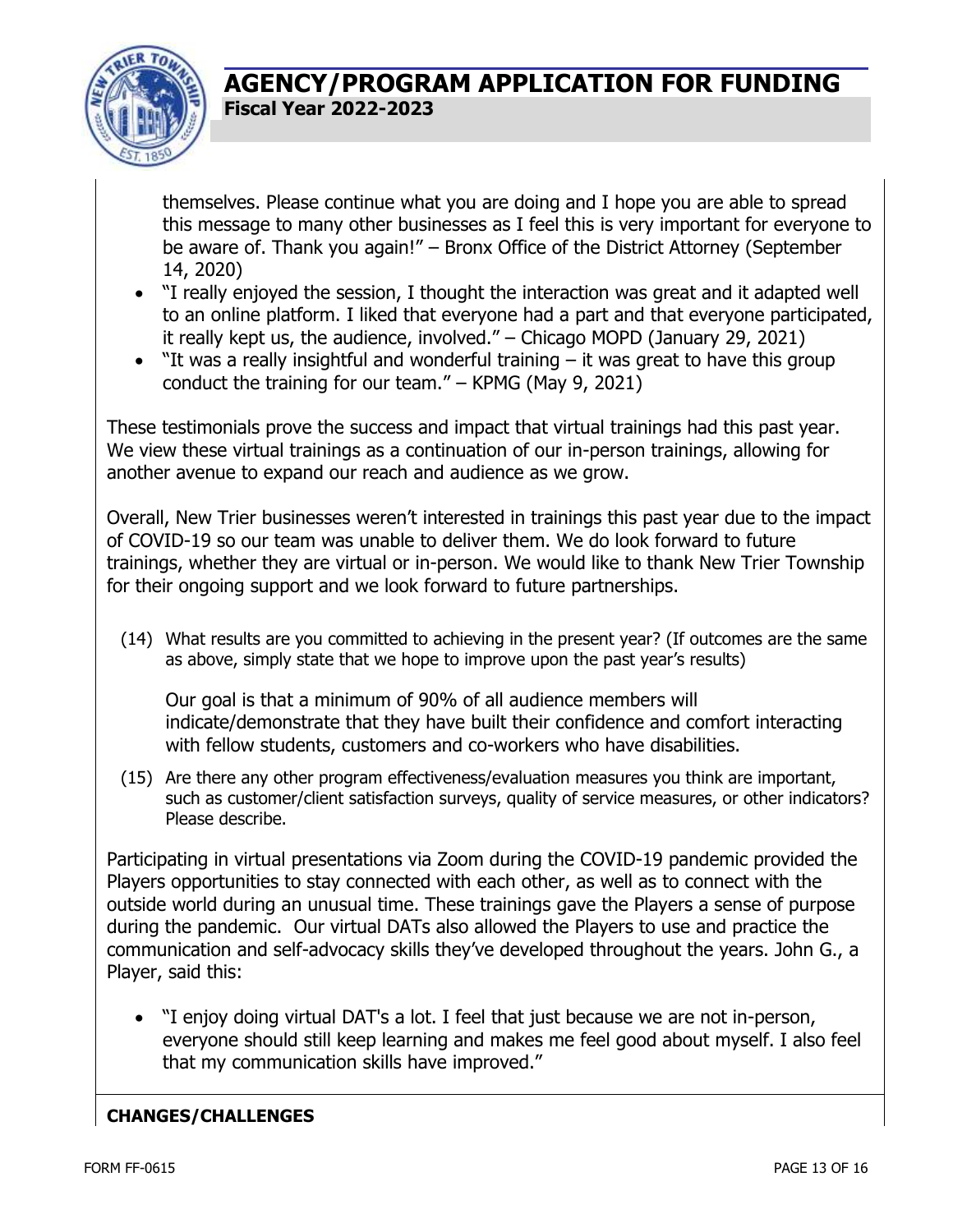themselves. Please continue what you are doing and I hope you are able to spread this message to many other businesses as I feel this is very important for everyone to be aware of. Thank you again!" – Bronx Office of the District Attorney (September 14, 2020)

- "I really enjoyed the session, I thought the interaction was great and it adapted well to an online platform. I liked that everyone had a part and that everyone participated, it really kept us, the audience, involved." – Chicago MOPD (January 29, 2021)
- "It was a really insightful and wonderful training – it was great to have this group conduct the training for our team." – KPMG (May 9, 2021)

These testimonials prove the success and impact that virtual trainings had this past year. We view these virtual trainings as a continuation of our in-person trainings, allowing for another avenue to expand our reach and audience as we grow.

Overall, New Trier businesses weren't interested in trainings this past year due to the impact of COVID-19 so our team was unable to deliver them. We do look forward to future trainings, whether they are virtual or in-person. We would like to thank New Trier Township for their ongoing support and we look forward to future partnerships.

(14) What results are you committed to achieving in the present year? (If outcomes are the same as above, simply state that we hope to improve upon the past year's results)

Our goal is that a minimum of 90% of all audience members will indicate/demonstrate that they have built their confidence and comfort interacting with fellow students, customers and co-workers who have disabilities.

(15) Are there any other program effectiveness/evaluation measures you think are important, such as customer/client satisfaction surveys, quality of service measures, or other indicators? Please describe.

Participating in virtual presentations via Zoom during the COVID-19 pandemic provided the Players opportunities to stay connected with each other, as well as to connect with the outside world during an unusual time. These trainings gave the Players a sense of purpose during the pandemic. Our virtual DATs also allowed the Players to use and practice the communication and self-advocacy skills they've developed throughout the years. John G., a Player, said this:

- "I enjoy doing virtual DAT's a lot. I feel that just because we are not in-person, everyone should still keep learning and makes me feel good about myself. I also feel that my communication skills have improved."

**CHANGES/CHALLENGES**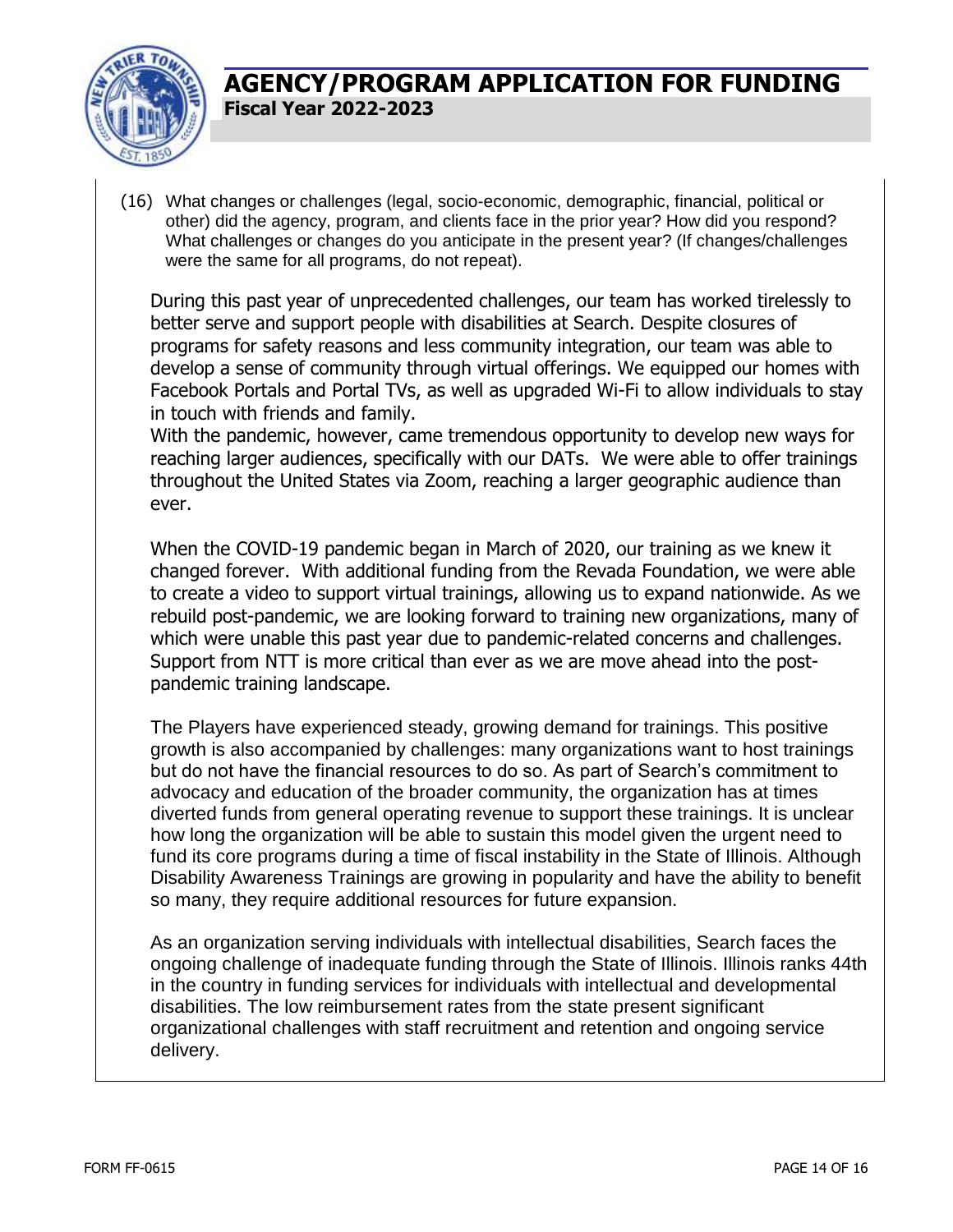(16) What changes or challenges (legal, socio-economic, demographic, financial, political or other) did the agency, program, and clients face in the prior year? How did you respond? What challenges or changes do you anticipate in the present year? (If changes/challenges were the same for all programs, do not repeat).

During this past year of unprecedented challenges, our team has worked tirelessly to better serve and support people with disabilities at Search. Despite closures of programs for safety reasons and less community integration, our team was able to develop a sense of community through virtual offerings. We equipped our homes with Facebook Portals and Portal TVs, as well as upgraded Wi-Fi to allow individuals to stay in touch with friends and family.
With the pandemic, however, came tremendous opportunity to develop new ways for reaching larger audiences, specifically with our DATs. We were able to offer trainings throughout the United States via Zoom, reaching a larger geographic audience than ever.

When the COVID-19 pandemic began in March of 2020, our training as we knew it changed forever. With additional funding from the Revada Foundation, we were able to create a video to support virtual trainings, allowing us to expand nationwide. As we rebuild post-pandemic, we are looking forward to training new organizations, many of which were unable this past year due to pandemic-related concerns and challenges. Support from NTT is more critical than ever as we are move ahead into the post-pandemic training landscape.

The Players have experienced steady, growing demand for trainings. This positive growth is also accompanied by challenges: many organizations want to host trainings but do not have the financial resources to do so. As part of Search's commitment to advocacy and education of the broader community, the organization has at times diverted funds from general operating revenue to support these trainings. It is unclear how long the organization will be able to sustain this model given the urgent need to fund its core programs during a time of fiscal instability in the State of Illinois. Although Disability Awareness Trainings are growing in popularity and have the ability to benefit so many, they require additional resources for future expansion.

As an organization serving individuals with intellectual disabilities, Search faces the ongoing challenge of inadequate funding through the State of Illinois. Illinois ranks 44th in the country in funding services for individuals with intellectual and developmental disabilities. The low reimbursement rates from the state present significant organizational challenges with staff recruitment and retention and ongoing service delivery.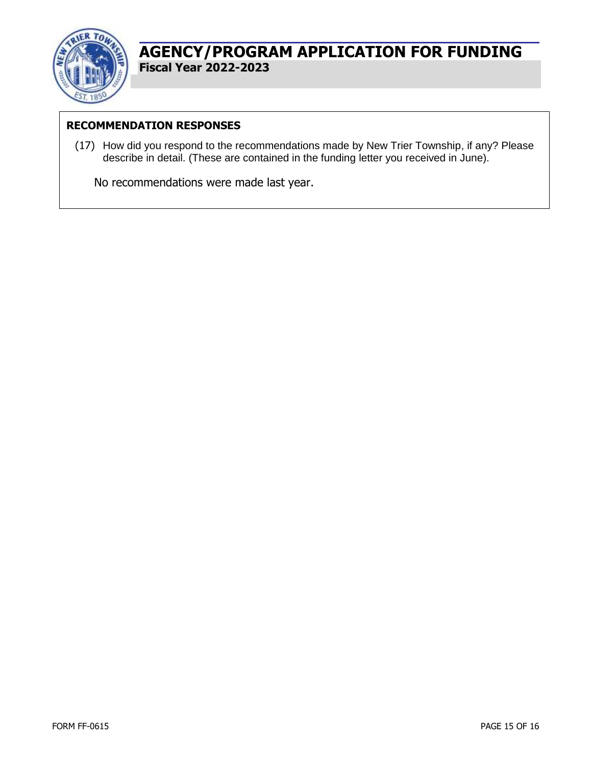# AGENCY/PROGRAM APPLICATION FOR FUNDING

**Fiscal Year 2022-2023**

## RECOMMENDATION RESPONSES

(17) How did you respond to the recommendations made by New Trier Township, if any? Please describe in detail. (These are contained in the funding letter you received in June).

No recommendations were made last year.

FORM FF-0615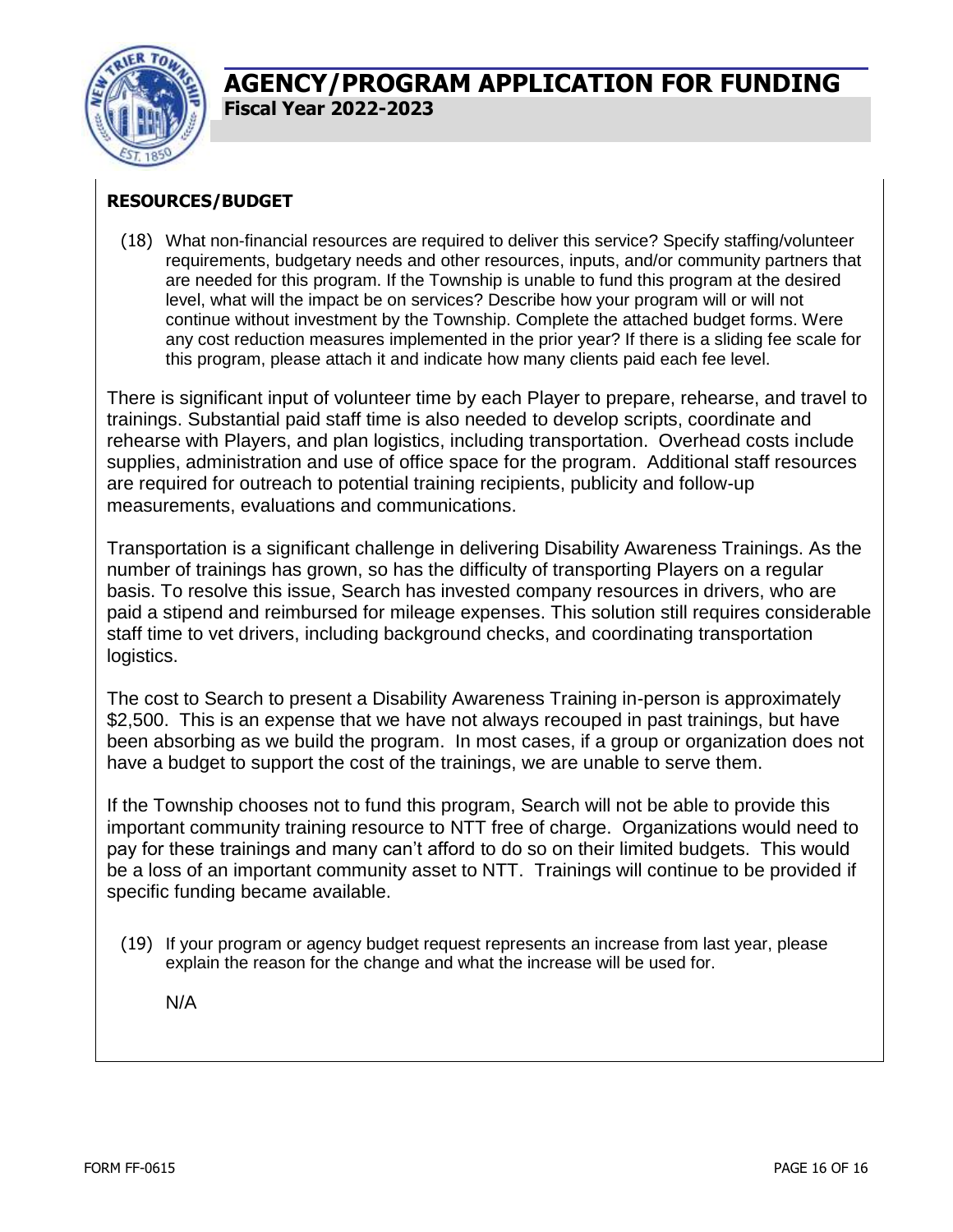## RESOURCES/BUDGET

(18) What non-financial resources are required to deliver this service? Specify staffing/volunteer requirements, budgetary needs and other resources, inputs, and/or community partners that are needed for this program. If the Township is unable to fund this program at the desired level, what will the impact be on services? Describe how your program will or will not continue without investment by the Township. Complete the attached budget forms. Were any cost reduction measures implemented in the prior year? If there is a sliding fee scale for this program, please attach it and indicate how many clients paid each fee level.

There is significant input of volunteer time by each Player to prepare, rehearse, and travel to trainings. Substantial paid staff time is also needed to develop scripts, coordinate and rehearse with Players, and plan logistics, including transportation. Overhead costs include supplies, administration and use of office space for the program. Additional staff resources are required for outreach to potential training recipients, publicity and follow-up measurements, evaluations and communications.

Transportation is a significant challenge in delivering Disability Awareness Trainings. As the number of trainings has grown, so has the difficulty of transporting Players on a regular basis. To resolve this issue, Search has invested company resources in drivers, who are paid a stipend and reimbursed for mileage expenses. This solution still requires considerable staff time to vet drivers, including background checks, and coordinating transportation logistics.

The cost to Search to present a Disability Awareness Training in-person is approximately $2,500. This is an expense that we have not always recouped in past trainings, but have been absorbing as we build the program. In most cases, if a group or organization does not have a budget to support the cost of the trainings, we are unable to serve them.

If the Township chooses not to fund this program, Search will not be able to provide this important community training resource to NTT free of charge. Organizations would need to pay for these trainings and many can't afford to do so on their limited budgets. This would be a loss of an important community asset to NTT. Trainings will continue to be provided if specific funding became available.

(19) If your program or agency budget request represents an increase from last year, please explain the reason for the change and what the increase will be used for.

N/A